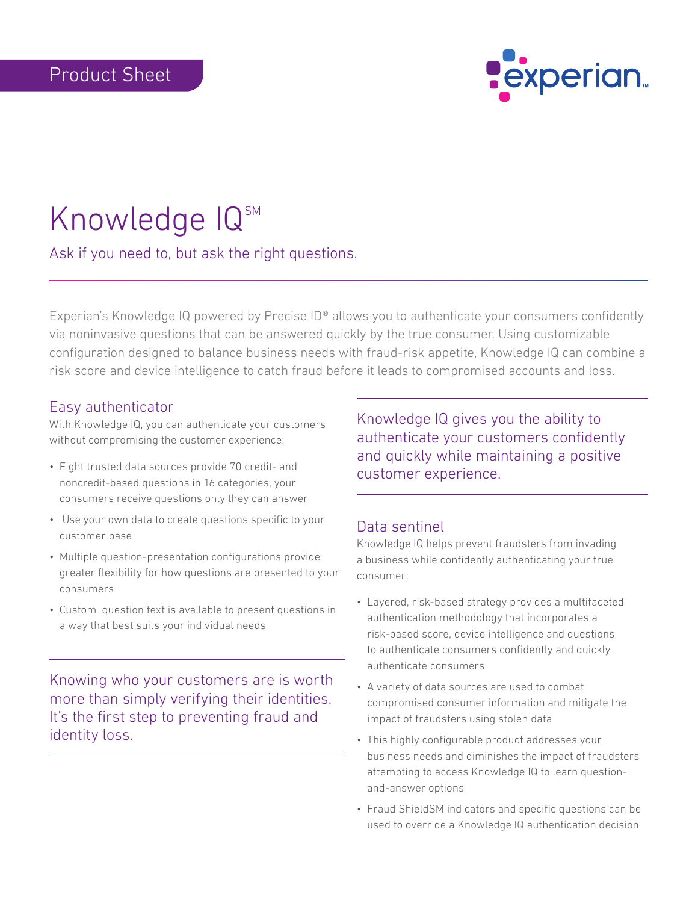Product Sheet

# Knowledge IQ℠

Ask if you need to, but ask the right questions.

Experian's Knowledge IQ powered by Precise ID® allows you to authenticate your consumers confidently via noninvasive questions that can be answered quickly by the true consumer. Using customizable configuration designed to balance business needs with fraud-risk appetite, Knowledge IQ can combine a risk score and device intelligence to catch fraud before it leads to compromised accounts and loss.

## Easy authenticator

With Knowledge IQ, you can authenticate your customers without compromising the customer experience:

- Eight trusted data sources provide 70 credit- and noncredit-based questions in 16 categories, your consumers receive questions only they can answer
- Use your own data to create questions specific to your customer base
- Multiple question-presentation configurations provide greater flexibility for how questions are presented to your consumers
- Custom question text is available to present questions in a way that best suits your individual needs

Knowing who your customers are is worth more than simply verifying their identities. It's the first step to preventing fraud and identity loss.

Knowledge IQ gives you the ability to authenticate your customers confidently and quickly while maintaining a positive customer experience.

## Data sentinel

Knowledge IQ helps prevent fraudsters from invading a business while confidently authenticating your true consumer:

- Layered, risk-based strategy provides a multifaceted authentication methodology that incorporates a risk-based score, device intelligence and questions to authenticate consumers confidently and quickly authenticate consumers
- A variety of data sources are used to combat compromised consumer information and mitigate the impact of fraudsters using stolen data
- This highly configurable product addresses your business needs and diminishes the impact of fraudsters attempting to access Knowledge IQ to learn question-and-answer options
- Fraud ShieldSM indicators and specific questions can be used to override a Knowledge IQ authentication decision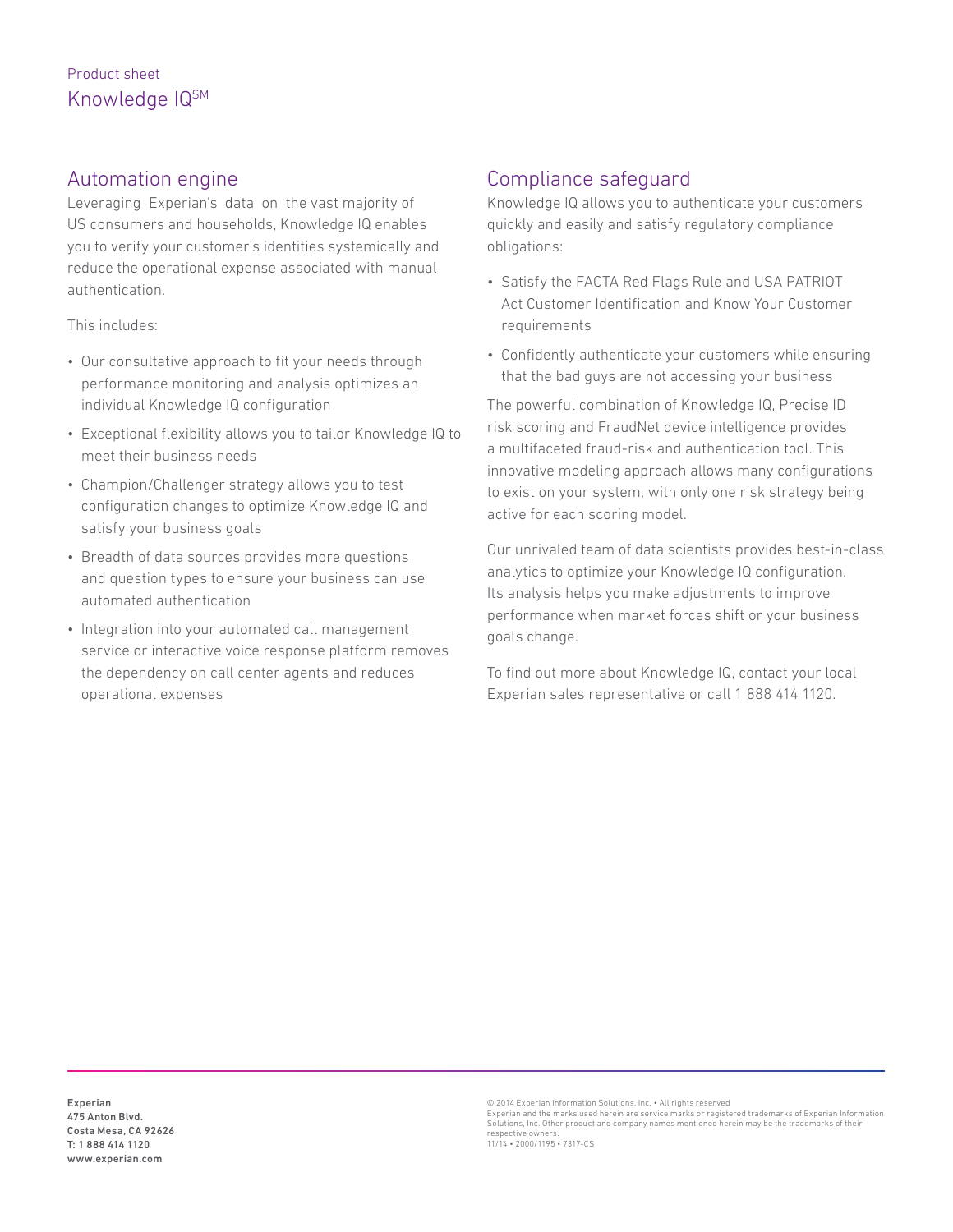## Automation engine

Leveraging Experian's data on the vast majority of US consumers and households, Knowledge IQ enables you to verify your customer's identities systemically and reduce the operational expense associated with manual authentication.

This includes:

- Our consultative approach to fit your needs through performance monitoring and analysis optimizes an individual Knowledge IQ configuration
- Exceptional flexibility allows you to tailor Knowledge IQ to meet their business needs
- Champion/Challenger strategy allows you to test configuration changes to optimize Knowledge IQ and satisfy your business goals
- Breadth of data sources provides more questions and question types to ensure your business can use automated authentication
- Integration into your automated call management service or interactive voice response platform removes the dependency on call center agents and reduces operational expenses

## Compliance safeguard

Knowledge IQ allows you to authenticate your customers quickly and easily and satisfy regulatory compliance obligations:

- Satisfy the FACTA Red Flags Rule and USA PATRIOT Act Customer Identification and Know Your Customer requirements
- Confidently authenticate your customers while ensuring that the bad guys are not accessing your business

The powerful combination of Knowledge IQ, Precise ID risk scoring and FraudNet device intelligence provides a multifaceted fraud-risk and authentication tool. This innovative modeling approach allows many configurations to exist on your system, with only one risk strategy being active for each scoring model.

Our unrivaled team of data scientists provides best-in-class analytics to optimize your Knowledge IQ configuration. Its analysis helps you make adjustments to improve performance when market forces shift or your business goals change.

To find out more about Knowledge IQ, contact your local Experian sales representative or call 1 888 414 1120.

**Experian**
**475 Anton Blvd.**
**Costa Mesa, CA 92626**
**T: 1 888 414 1120**
**www.experian.com**

© 2014 Experian Information Solutions, Inc. • All rights reserved
Experian and the marks used herein are service marks or registered trademarks of Experian Information Solutions, Inc. Other product and company names mentioned herein may be the trademarks of their respective owners.
11/14 • 2000/1195 • 7317-CS